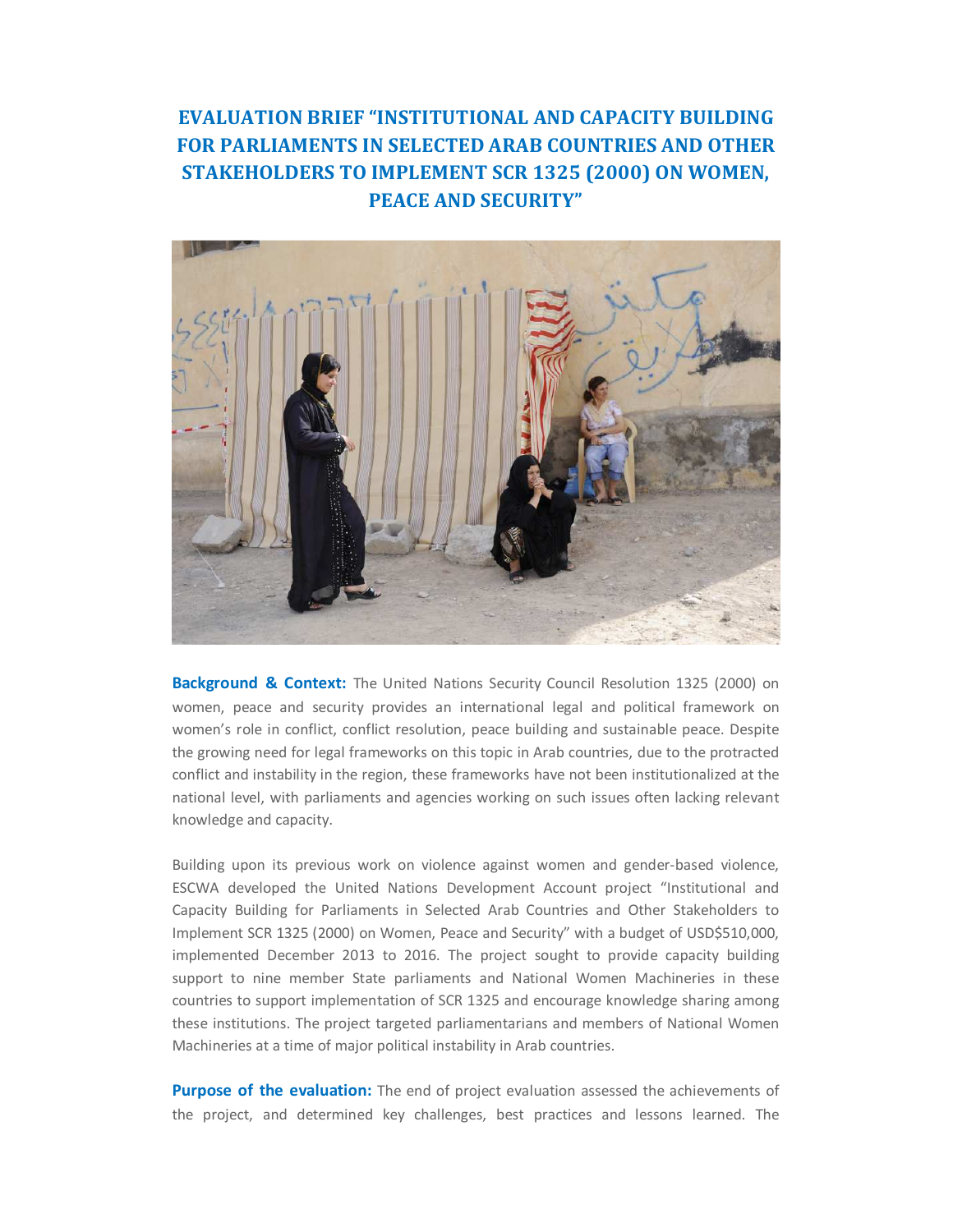# EVALUATION BRIEF "INSTITUTIONAL AND CAPACITY BUILDING FOR PARLIAMENTS IN SELECTED ARAB COUNTRIES AND OTHER STAKEHOLDERS TO IMPLEMENT SCR 1325 (2000) ON WOMEN, PEACE AND SECURITY"

**Background & Context:** The United Nations Security Council Resolution 1325 (2000) on women, peace and security provides an international legal and political framework on women's role in conflict, conflict resolution, peace building and sustainable peace. Despite the growing need for legal frameworks on this topic in Arab countries, due to the protracted conflict and instability in the region, these frameworks have not been institutionalized at the national level, with parliaments and agencies working on such issues often lacking relevant knowledge and capacity.

Building upon its previous work on violence against women and gender-based violence, ESCWA developed the United Nations Development Account project "Institutional and Capacity Building for Parliaments in Selected Arab Countries and Other Stakeholders to Implement SCR 1325 (2000) on Women, Peace and Security" with a budget of USD$510,000, implemented December 2013 to 2016. The project sought to provide capacity building support to nine member State parliaments and National Women Machineries in these countries to support implementation of SCR 1325 and encourage knowledge sharing among these institutions. The project targeted parliamentarians and members of National Women Machineries at a time of major political instability in Arab countries.

**Purpose of the evaluation:** The end of project evaluation assessed the achievements of the project, and determined key challenges, best practices and lessons learned. The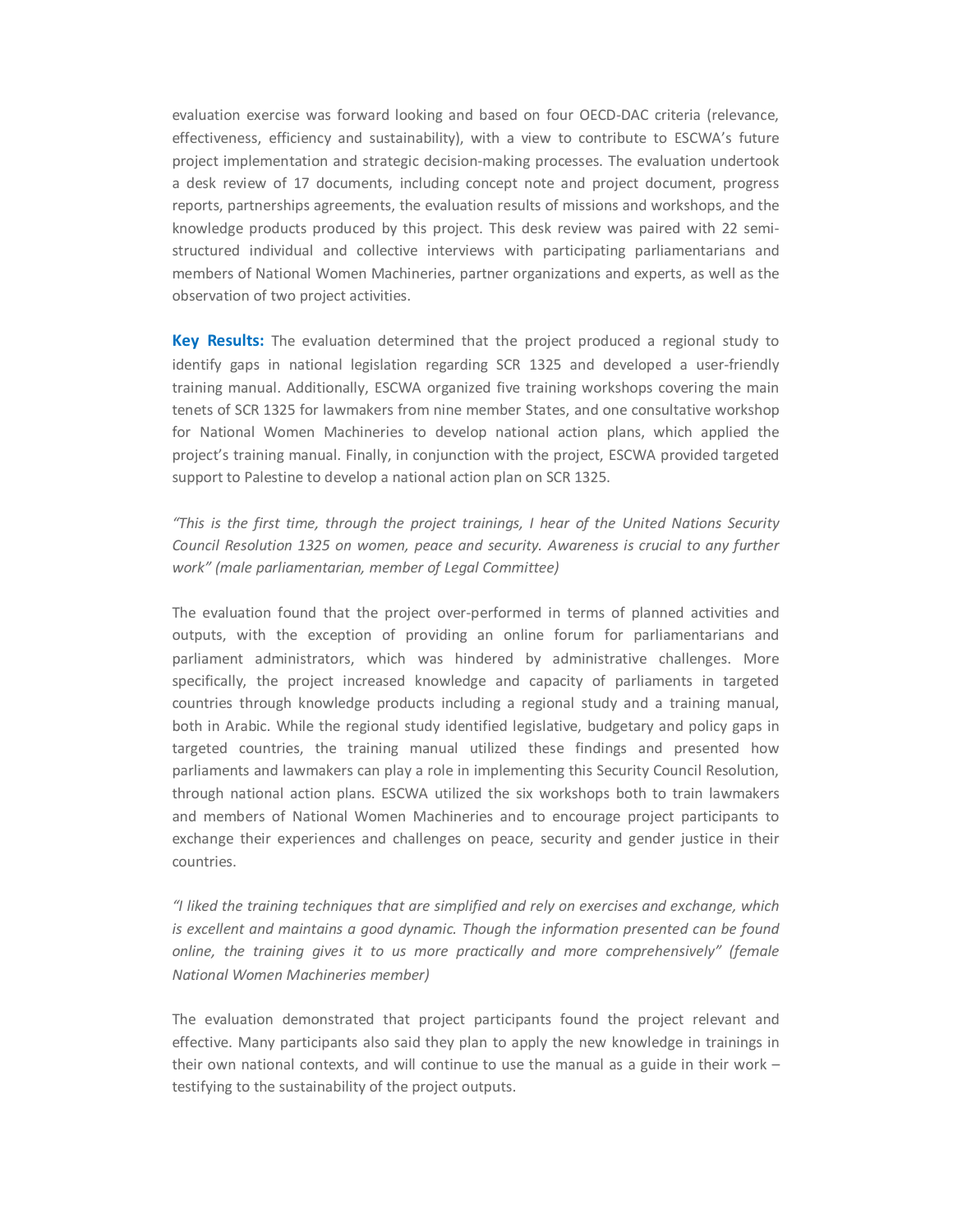evaluation exercise was forward looking and based on four OECD-DAC criteria (relevance, effectiveness, efficiency and sustainability), with a view to contribute to ESCWA's future project implementation and strategic decision-making processes. The evaluation undertook a desk review of 17 documents, including concept note and project document, progress reports, partnerships agreements, the evaluation results of missions and workshops, and the knowledge products produced by this project. This desk review was paired with 22 semi-structured individual and collective interviews with participating parliamentarians and members of National Women Machineries, partner organizations and experts, as well as the observation of two project activities.

**Key Results:** The evaluation determined that the project produced a regional study to identify gaps in national legislation regarding SCR 1325 and developed a user-friendly training manual. Additionally, ESCWA organized five training workshops covering the main tenets of SCR 1325 for lawmakers from nine member States, and one consultative workshop for National Women Machineries to develop national action plans, which applied the project's training manual. Finally, in conjunction with the project, ESCWA provided targeted support to Palestine to develop a national action plan on SCR 1325.

*"This is the first time, through the project trainings, I hear of the United Nations Security Council Resolution 1325 on women, peace and security. Awareness is crucial to any further work" (male parliamentarian, member of Legal Committee)*

The evaluation found that the project over-performed in terms of planned activities and outputs, with the exception of providing an online forum for parliamentarians and parliament administrators, which was hindered by administrative challenges. More specifically, the project increased knowledge and capacity of parliaments in targeted countries through knowledge products including a regional study and a training manual, both in Arabic. While the regional study identified legislative, budgetary and policy gaps in targeted countries, the training manual utilized these findings and presented how parliaments and lawmakers can play a role in implementing this Security Council Resolution, through national action plans. ESCWA utilized the six workshops both to train lawmakers and members of National Women Machineries and to encourage project participants to exchange their experiences and challenges on peace, security and gender justice in their countries.

*"I liked the training techniques that are simplified and rely on exercises and exchange, which is excellent and maintains a good dynamic. Though the information presented can be found online, the training gives it to us more practically and more comprehensively" (female National Women Machineries member)*

The evaluation demonstrated that project participants found the project relevant and effective. Many participants also said they plan to apply the new knowledge in trainings in their own national contexts, and will continue to use the manual as a guide in their work – testifying to the sustainability of the project outputs.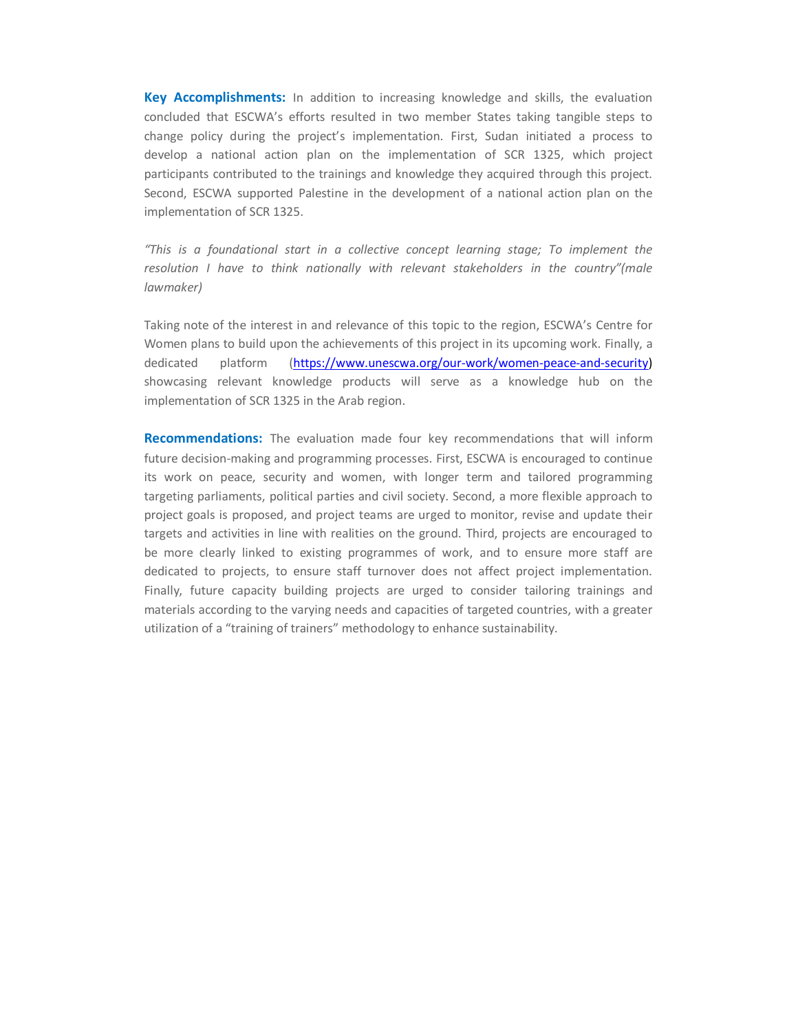**Key Accomplishments:** In addition to increasing knowledge and skills, the evaluation concluded that ESCWA's efforts resulted in two member States taking tangible steps to change policy during the project's implementation. First, Sudan initiated a process to develop a national action plan on the implementation of SCR 1325, which project participants contributed to the trainings and knowledge they acquired through this project. Second, ESCWA supported Palestine in the development of a national action plan on the implementation of SCR 1325.

*"This is a foundational start in a collective concept learning stage; To implement the resolution I have to think nationally with relevant stakeholders in the country"(male lawmaker)*

Taking note of the interest in and relevance of this topic to the region, ESCWA's Centre for Women plans to build upon the achievements of this project in its upcoming work. Finally, a dedicated platform (https://www.unescwa.org/our-work/women-peace-and-security) showcasing relevant knowledge products will serve as a knowledge hub on the implementation of SCR 1325 in the Arab region.

**Recommendations:** The evaluation made four key recommendations that will inform future decision-making and programming processes. First, ESCWA is encouraged to continue its work on peace, security and women, with longer term and tailored programming targeting parliaments, political parties and civil society. Second, a more flexible approach to project goals is proposed, and project teams are urged to monitor, revise and update their targets and activities in line with realities on the ground. Third, projects are encouraged to be more clearly linked to existing programmes of work, and to ensure more staff are dedicated to projects, to ensure staff turnover does not affect project implementation. Finally, future capacity building projects are urged to consider tailoring trainings and materials according to the varying needs and capacities of targeted countries, with a greater utilization of a "training of trainers" methodology to enhance sustainability.